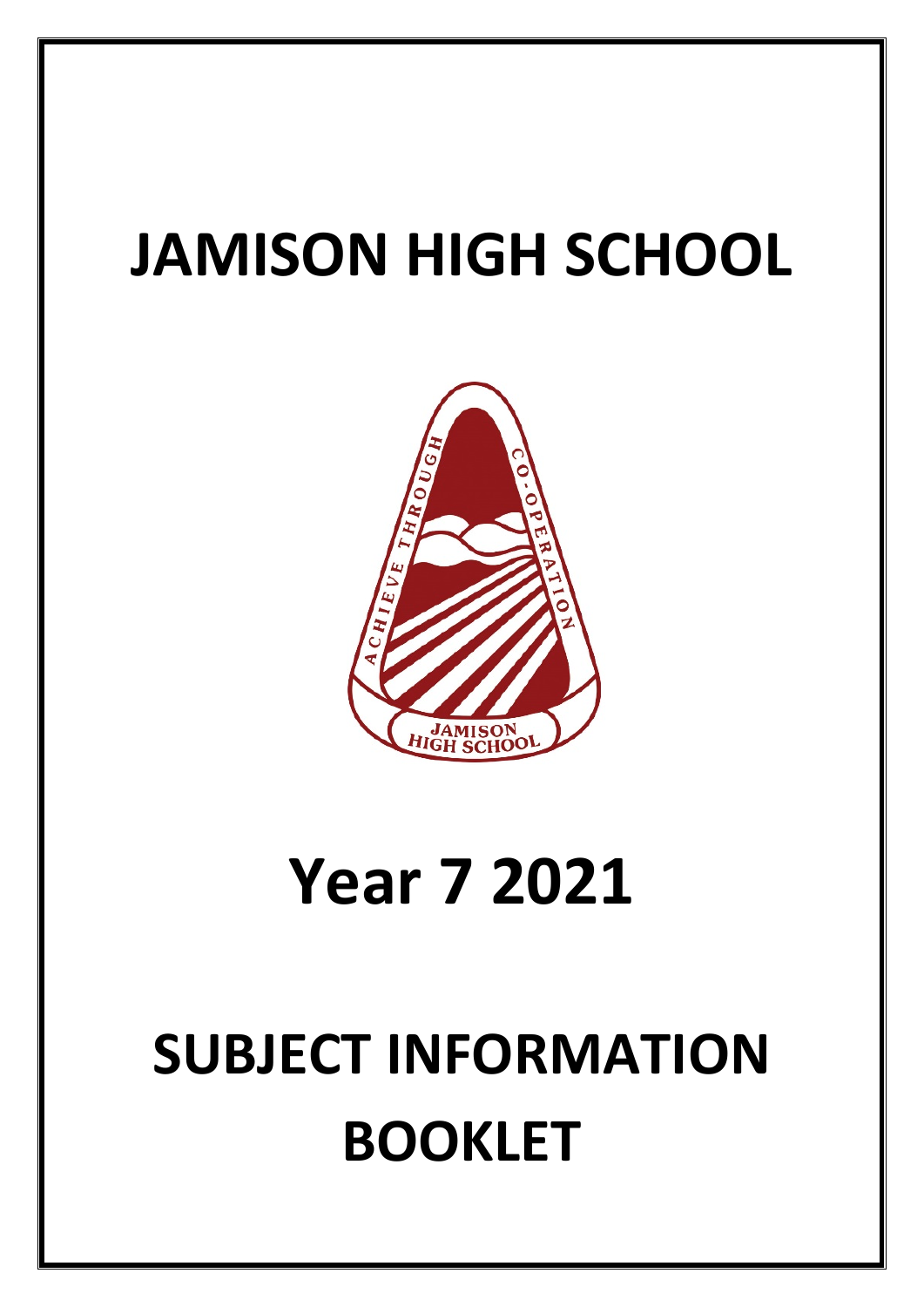# JAMISON HIGH SCHOOL

# Year 7 2021

# SUBJECT INFORMATION BOOKLET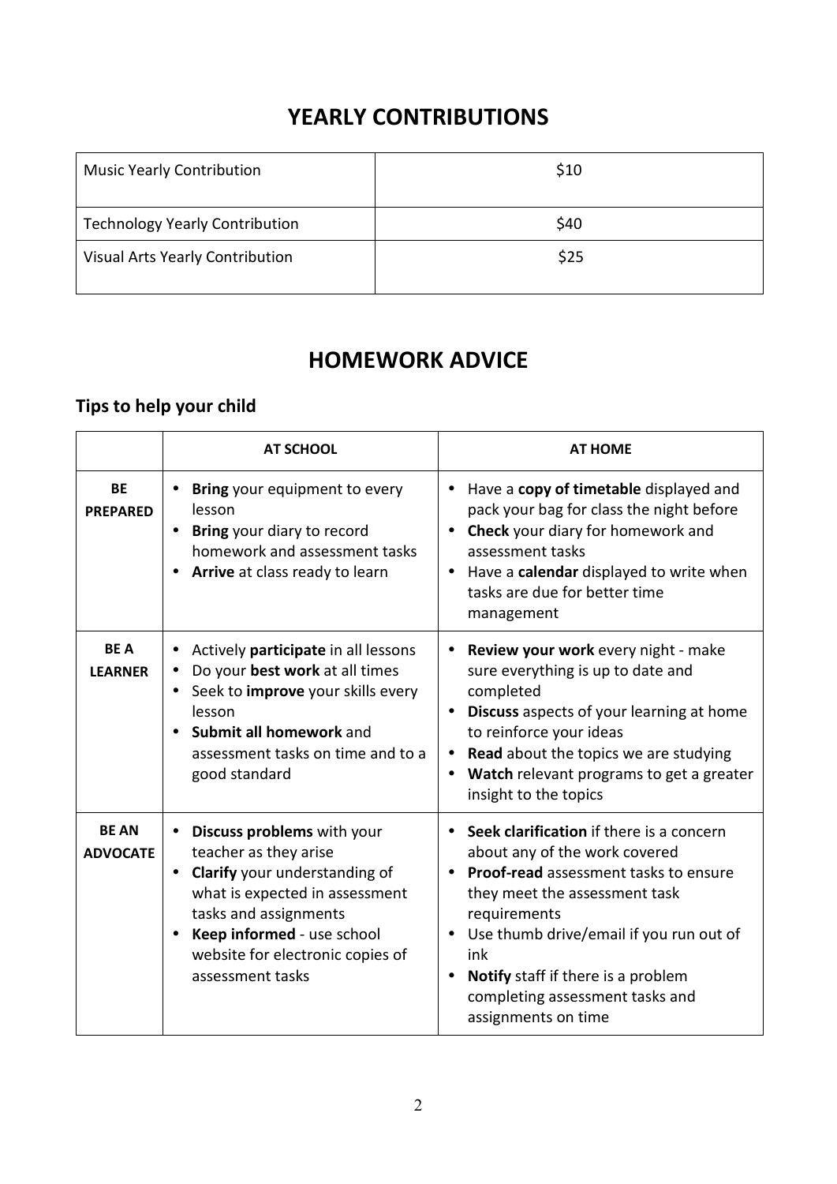# YEARLY CONTRIBUTIONS

| | |
|---|---|
| Music Yearly Contribution | $10 |
| Technology Yearly Contribution | $40 |
| Visual Arts Yearly Contribution | $25 |

# HOMEWORK ADVICE

## Tips to help your child

| | AT SCHOOL | AT HOME |
|---|---|---|
| **BE PREPARED** | • **Bring** your equipment to every lesson<br>• **Bring** your diary to record homework and assessment tasks<br>• **Arrive** at class ready to learn | • Have a **copy of timetable** displayed and pack your bag for class the night before<br>• **Check** your diary for homework and assessment tasks<br>• Have a **calendar** displayed to write when tasks are due for better time management |
| **BE A LEARNER** | • Actively **participate** in all lessons<br>• Do your **best work** at all times<br>• Seek to **improve** your skills every lesson<br>• **Submit all homework** and assessment tasks on time and to a good standard | • **Review your work** every night - make sure everything is up to date and completed<br>• **Discuss** aspects of your learning at home to reinforce your ideas<br>• **Read** about the topics we are studying<br>• **Watch** relevant programs to get a greater insight to the topics |
| **BE AN ADVOCATE** | • **Discuss problems** with your teacher as they arise<br>• **Clarify** your understanding of what is expected in assessment tasks and assignments<br>• **Keep informed** - use school website for electronic copies of assessment tasks | • **Seek clarification** if there is a concern about any of the work covered<br>• **Proof-read** assessment tasks to ensure they meet the assessment task requirements<br>• Use thumb drive/email if you run out of ink<br>• **Notify** staff if there is a problem completing assessment tasks and assignments on time |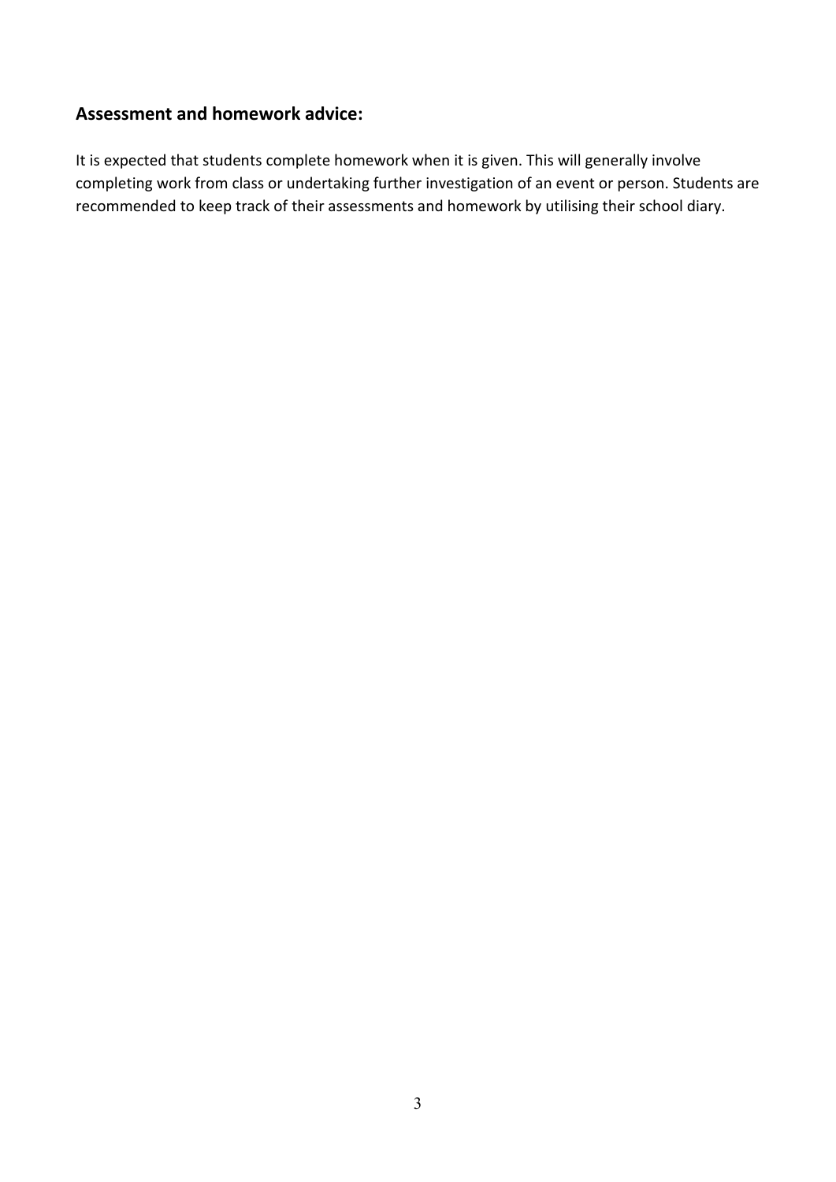## Assessment and homework advice:

It is expected that students complete homework when it is given. This will generally involve completing work from class or undertaking further investigation of an event or person. Students are recommended to keep track of their assessments and homework by utilising their school diary.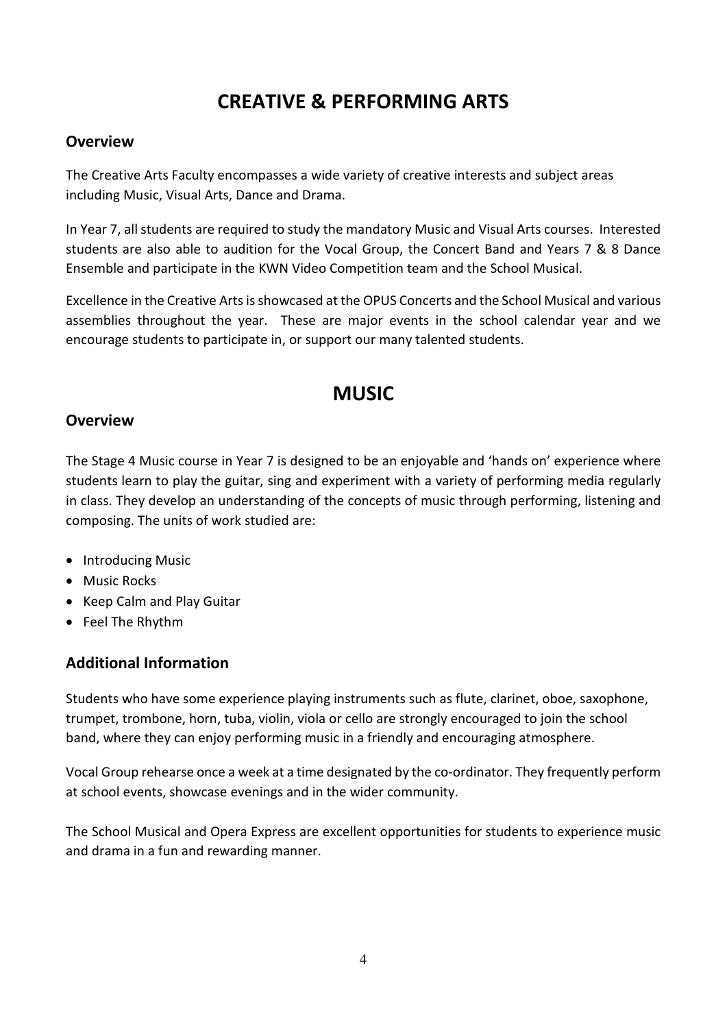# CREATIVE & PERFORMING ARTS

## Overview

The Creative Arts Faculty encompasses a wide variety of creative interests and subject areas including Music, Visual Arts, Dance and Drama.

In Year 7, all students are required to study the mandatory Music and Visual Arts courses. Interested students are also able to audition for the Vocal Group, the Concert Band and Years 7 & 8 Dance Ensemble and participate in the KWN Video Competition team and the School Musical.

Excellence in the Creative Arts is showcased at the OPUS Concerts and the School Musical and various assemblies throughout the year. These are major events in the school calendar year and we encourage students to participate in, or support our many talented students.

# MUSIC

## Overview

The Stage 4 Music course in Year 7 is designed to be an enjoyable and 'hands on' experience where students learn to play the guitar, sing and experiment with a variety of performing media regularly in class. They develop an understanding of the concepts of music through performing, listening and composing. The units of work studied are:

- Introducing Music
- Music Rocks
- Keep Calm and Play Guitar
- Feel The Rhythm

## Additional Information

Students who have some experience playing instruments such as flute, clarinet, oboe, saxophone, trumpet, trombone, horn, tuba, violin, viola or cello are strongly encouraged to join the school band, where they can enjoy performing music in a friendly and encouraging atmosphere.

Vocal Group rehearse once a week at a time designated by the co-ordinator. They frequently perform at school events, showcase evenings and in the wider community.

The School Musical and Opera Express are excellent opportunities for students to experience music and drama in a fun and rewarding manner.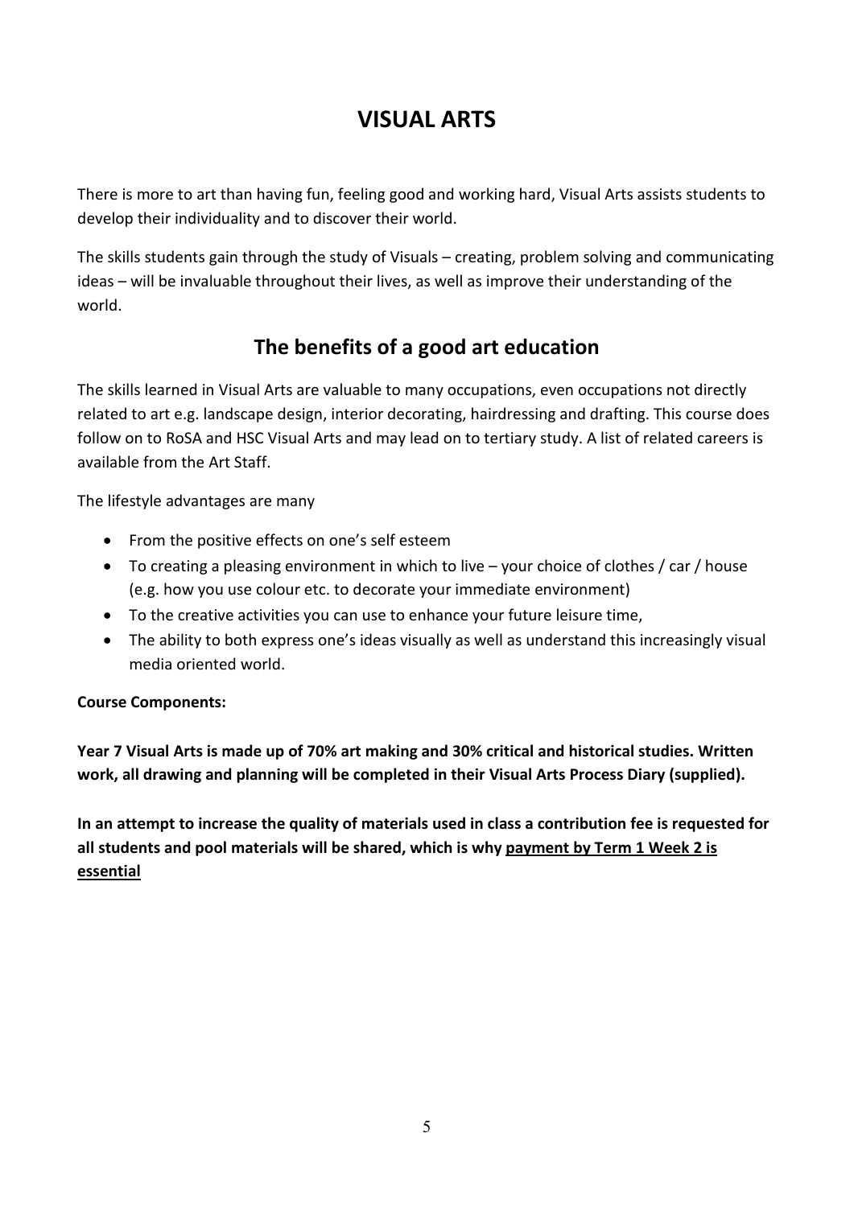# VISUAL ARTS

There is more to art than having fun, feeling good and working hard, Visual Arts assists students to develop their individuality and to discover their world.

The skills students gain through the study of Visuals – creating, problem solving and communicating ideas – will be invaluable throughout their lives, as well as improve their understanding of the world.

## The benefits of a good art education

The skills learned in Visual Arts are valuable to many occupations, even occupations not directly related to art e.g. landscape design, interior decorating, hairdressing and drafting. This course does follow on to RoSA and HSC Visual Arts and may lead on to tertiary study. A list of related careers is available from the Art Staff.

The lifestyle advantages are many

- From the positive effects on one's self esteem
- To creating a pleasing environment in which to live – your choice of clothes / car / house (e.g. how you use colour etc. to decorate your immediate environment)
- To the creative activities you can use to enhance your future leisure time,
- The ability to both express one's ideas visually as well as understand this increasingly visual media oriented world.

**Course Components:**

**Year 7 Visual Arts is made up of 70% art making and 30% critical and historical studies. Written work, all drawing and planning will be completed in their Visual Arts Process Diary (supplied).**

**In an attempt to increase the quality of materials used in class a contribution fee is requested for all students and pool materials will be shared, which is why <u>payment by Term 1 Week 2 is essential</u>**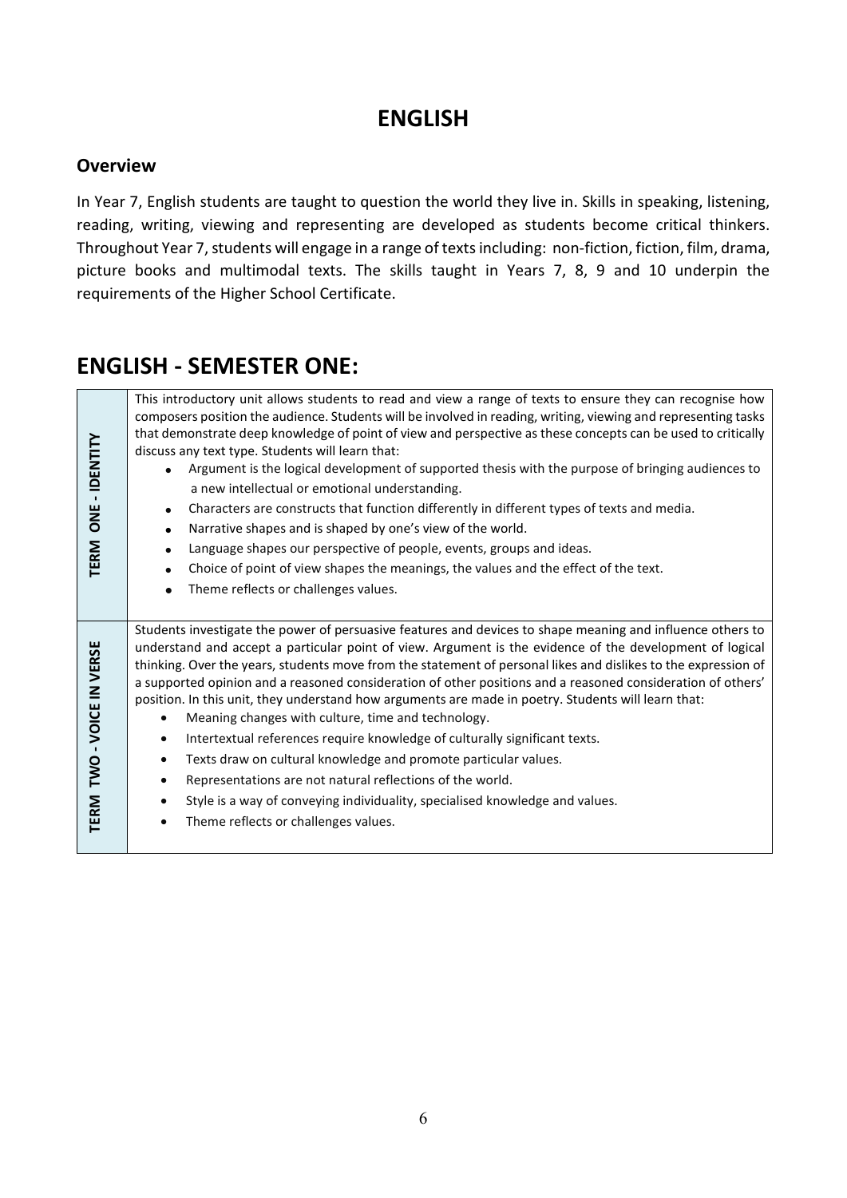# ENGLISH

## Overview

In Year 7, English students are taught to question the world they live in. Skills in speaking, listening, reading, writing, viewing and representing are developed as students become critical thinkers. Throughout Year 7, students will engage in a range of texts including: non-fiction, fiction, film, drama, picture books and multimodal texts. The skills taught in Years 7, 8, 9 and 10 underpin the requirements of the Higher School Certificate.

# ENGLISH - SEMESTER ONE:

| Term | Description |
|---|---|
| **TERM ONE - IDENTITY** | This introductory unit allows students to read and view a range of texts to ensure they can recognise how composers position the audience. Students will be involved in reading, writing, viewing and representing tasks that demonstrate deep knowledge of point of view and perspective as these concepts can be used to critically discuss any text type. Students will learn that:<br>• Argument is the logical development of supported thesis with the purpose of bringing audiences to a new intellectual or emotional understanding.<br>• Characters are constructs that function differently in different types of texts and media.<br>• Narrative shapes and is shaped by one's view of the world.<br>• Language shapes our perspective of people, events, groups and ideas.<br>• Choice of point of view shapes the meanings, the values and the effect of the text.<br>• Theme reflects or challenges values. |
| **TERM TWO - VOICE IN VERSE** | Students investigate the power of persuasive features and devices to shape meaning and influence others to understand and accept a particular point of view. Argument is the evidence of the development of logical thinking. Over the years, students move from the statement of personal likes and dislikes to the expression of a supported opinion and a reasoned consideration of other positions and a reasoned consideration of others' position. In this unit, they understand how arguments are made in poetry. Students will learn that:<br>• Meaning changes with culture, time and technology.<br>• Intertextual references require knowledge of culturally significant texts.<br>• Texts draw on cultural knowledge and promote particular values.<br>• Representations are not natural reflections of the world.<br>• Style is a way of conveying individuality, specialised knowledge and values.<br>• Theme reflects or challenges values. |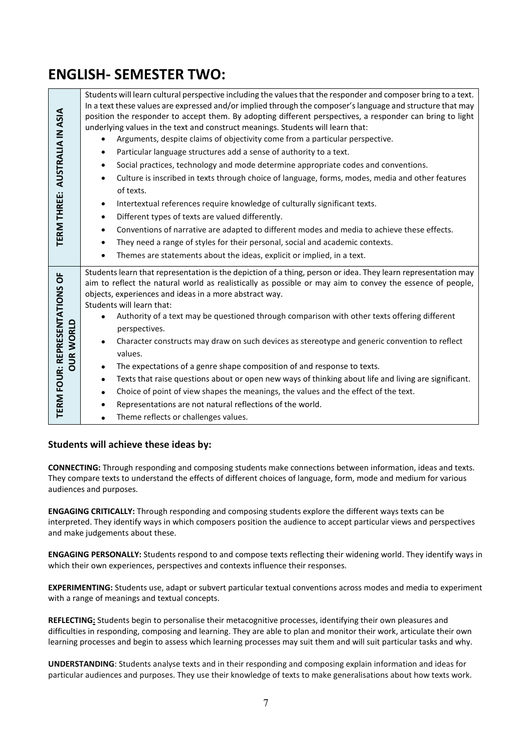# ENGLISH- SEMESTER TWO:

| | |
|---|---|
| **TERM THREE: AUSTRALIA IN ASIA** | Students will learn cultural perspective including the values that the responder and composer bring to a text. In a text these values are expressed and/or implied through the composer's language and structure that may position the responder to accept them. By adopting different perspectives, a responder can bring to light underlying values in the text and construct meanings. Students will learn that:<br>• Arguments, despite claims of objectivity come from a particular perspective.<br>• Particular language structures add a sense of authority to a text.<br>• Social practices, technology and mode determine appropriate codes and conventions.<br>• Culture is inscribed in texts through choice of language, forms, modes, media and other features of texts.<br>• Intertextual references require knowledge of culturally significant texts.<br>• Different types of texts are valued differently.<br>• Conventions of narrative are adapted to different modes and media to achieve these effects.<br>• They need a range of styles for their personal, social and academic contexts.<br>• Themes are statements about the ideas, explicit or implied, in a text. |
| **TERM FOUR: REPRESENTATIONS OF OUR WORLD** | Students learn that representation is the depiction of a thing, person or idea. They learn representation may aim to reflect the natural world as realistically as possible or may aim to convey the essence of people, objects, experiences and ideas in a more abstract way.<br>Students will learn that:<br>• Authority of a text may be questioned through comparison with other texts offering different perspectives.<br>• Character constructs may draw on such devices as stereotype and generic convention to reflect values.<br>• The expectations of a genre shape composition of and response to texts.<br>• Texts that raise questions about or open new ways of thinking about life and living are significant.<br>• Choice of point of view shapes the meanings, the values and the effect of the text.<br>• Representations are not natural reflections of the world.<br>• Theme reflects or challenges values. |

### Students will achieve these ideas by:

**CONNECTING:** Through responding and composing students make connections between information, ideas and texts. They compare texts to understand the effects of different choices of language, form, mode and medium for various audiences and purposes.

**ENGAGING CRITICALLY:** Through responding and composing students explore the different ways texts can be interpreted. They identify ways in which composers position the audience to accept particular views and perspectives and make judgements about these.

**ENGAGING PERSONALLY:** Students respond to and compose texts reflecting their widening world. They identify ways in which their own experiences, perspectives and contexts influence their responses.

**EXPERIMENTING:** Students use, adapt or subvert particular textual conventions across modes and media to experiment with a range of meanings and textual concepts.

**REFLECTING:** Students begin to personalise their metacognitive processes, identifying their own pleasures and difficulties in responding, composing and learning. They are able to plan and monitor their work, articulate their own learning processes and begin to assess which learning processes may suit them and will suit particular tasks and why.

**UNDERSTANDING**: Students analyse texts and in their responding and composing explain information and ideas for particular audiences and purposes. They use their knowledge of texts to make generalisations about how texts work.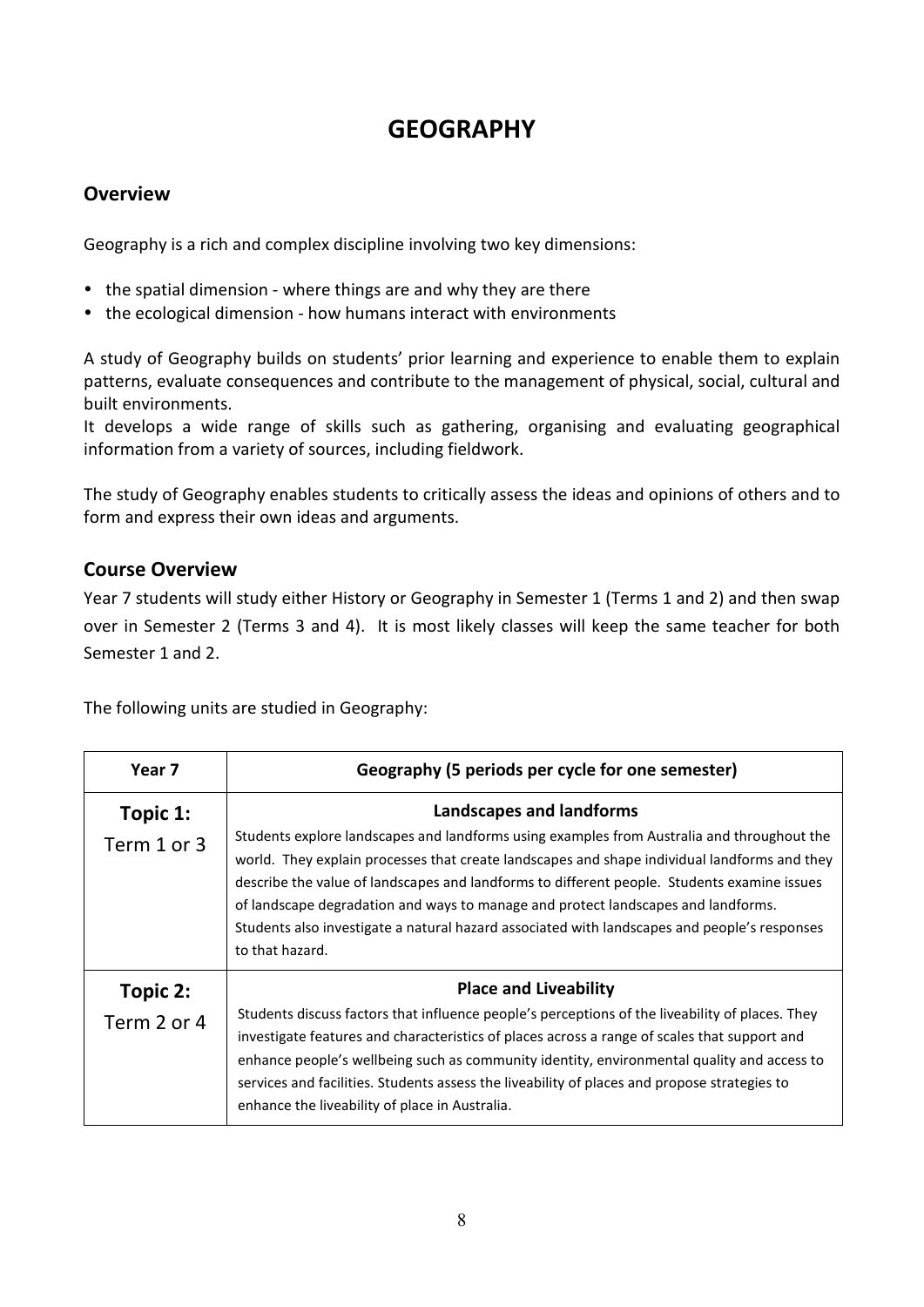# GEOGRAPHY

## Overview

Geography is a rich and complex discipline involving two key dimensions:

- the spatial dimension - where things are and why they are there
- the ecological dimension - how humans interact with environments

A study of Geography builds on students' prior learning and experience to enable them to explain patterns, evaluate consequences and contribute to the management of physical, social, cultural and built environments.
It develops a wide range of skills such as gathering, organising and evaluating geographical information from a variety of sources, including fieldwork.

The study of Geography enables students to critically assess the ideas and opinions of others and to form and express their own ideas and arguments.

## Course Overview

Year 7 students will study either History or Geography in Semester 1 (Terms 1 and 2) and then swap over in Semester 2 (Terms 3 and 4). It is most likely classes will keep the same teacher for both Semester 1 and 2.

The following units are studied in Geography:

| Year 7 | Geography (5 periods per cycle for one semester) |
|---|---|
| **Topic 1:** Term 1 or 3 | **Landscapes and landforms** Students explore landscapes and landforms using examples from Australia and throughout the world. They explain processes that create landscapes and shape individual landforms and they describe the value of landscapes and landforms to different people. Students examine issues of landscape degradation and ways to manage and protect landscapes and landforms. Students also investigate a natural hazard associated with landscapes and people's responses to that hazard. |
| **Topic 2:** Term 2 or 4 | **Place and Liveability** Students discuss factors that influence people's perceptions of the liveability of places. They investigate features and characteristics of places across a range of scales that support and enhance people's wellbeing such as community identity, environmental quality and access to services and facilities. Students assess the liveability of places and propose strategies to enhance the liveability of place in Australia. |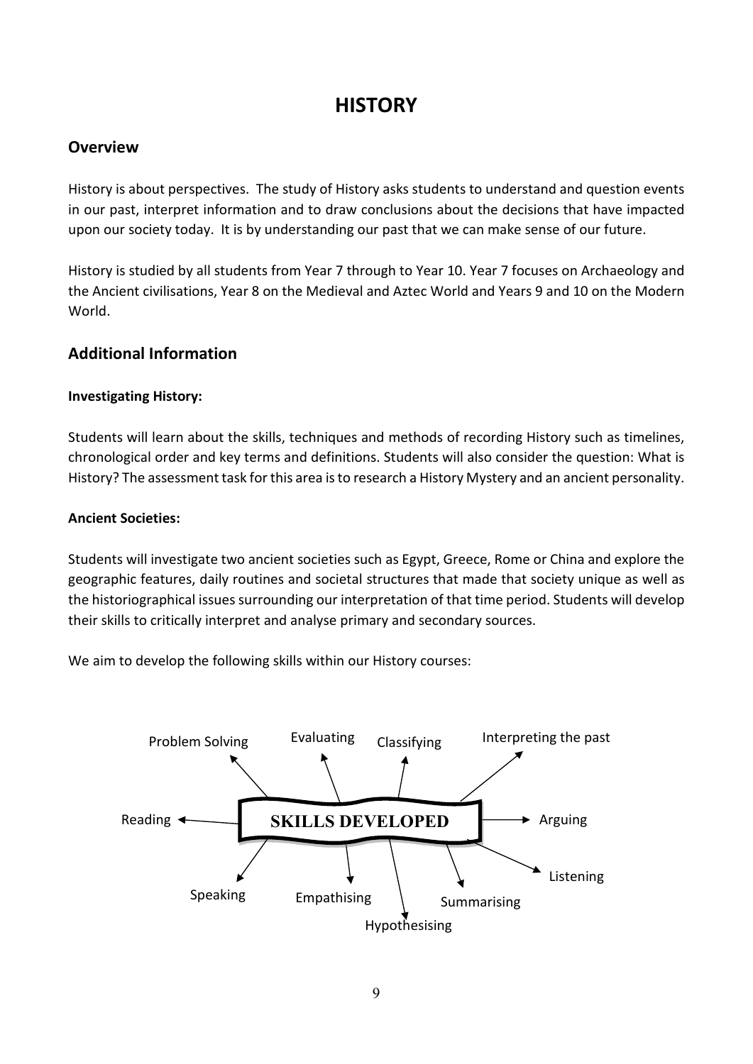# HISTORY

## Overview

History is about perspectives. The study of History asks students to understand and question events in our past, interpret information and to draw conclusions about the decisions that have impacted upon our society today. It is by understanding our past that we can make sense of our future.

History is studied by all students from Year 7 through to Year 10. Year 7 focuses on Archaeology and the Ancient civilisations, Year 8 on the Medieval and Aztec World and Years 9 and 10 on the Modern World.

## Additional Information

**Investigating History:**

Students will learn about the skills, techniques and methods of recording History such as timelines, chronological order and key terms and definitions. Students will also consider the question: What is History? The assessment task for this area is to research a History Mystery and an ancient personality.

**Ancient Societies:**

Students will investigate two ancient societies such as Egypt, Greece, Rome or China and explore the geographic features, daily routines and societal structures that made that society unique as well as the historiographical issues surrounding our interpretation of that time period. Students will develop their skills to critically interpret and analyse primary and secondary sources.

We aim to develop the following skills within our History courses:

**SKILLS DEVELOPED**

- Problem Solving
- Evaluating
- Classifying
- Interpreting the past
- Reading
- Arguing
- Listening
- Speaking
- Empathising
- Summarising
- Hypothesising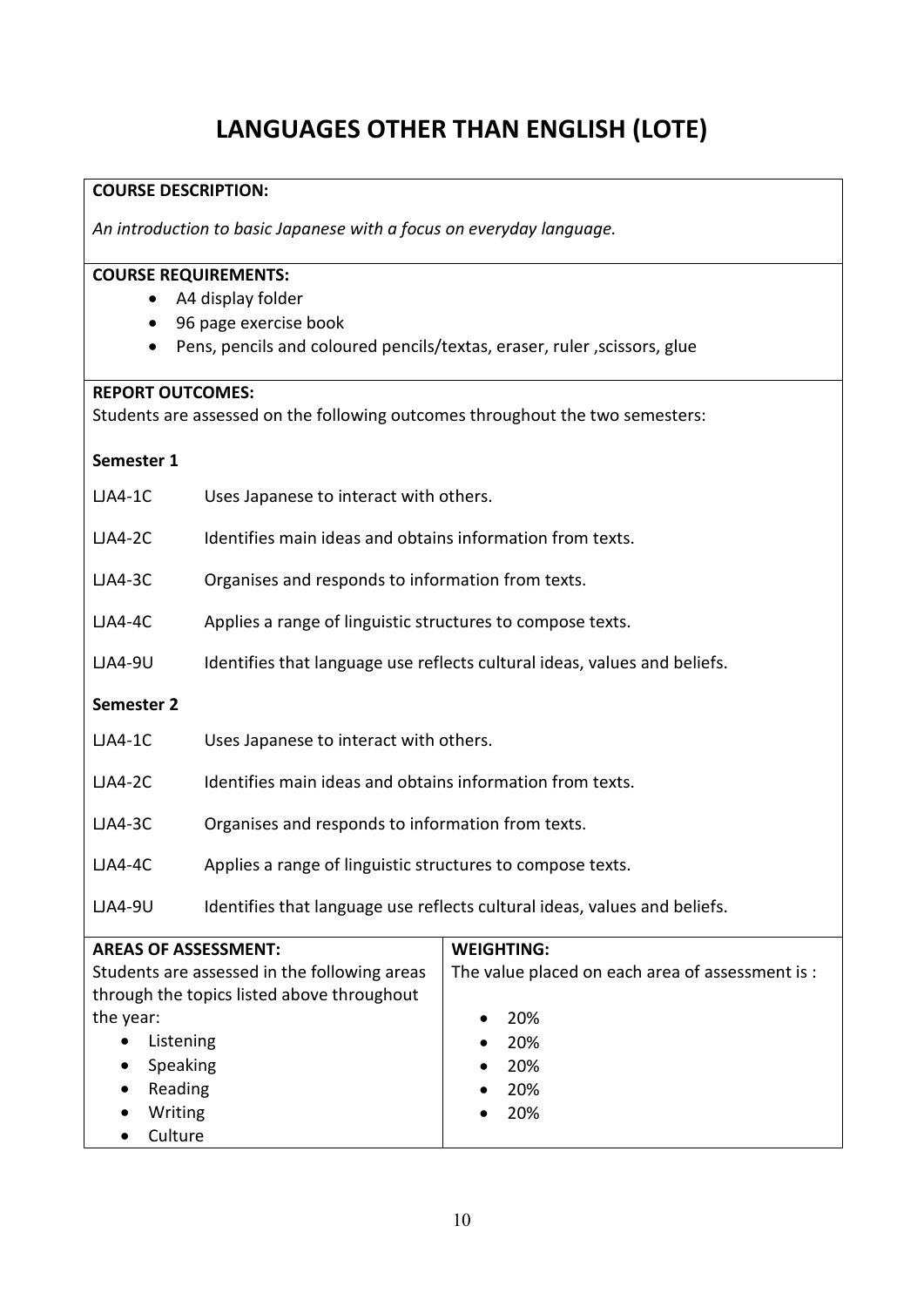# LANGUAGES OTHER THAN ENGLISH (LOTE)

**COURSE DESCRIPTION:**

*An introduction to basic Japanese with a focus on everyday language.*

**COURSE REQUIREMENTS:**

- A4 display folder
- 96 page exercise book
- Pens, pencils and coloured pencils/textas, eraser, ruler ,scissors, glue

**REPORT OUTCOMES:**

Students are assessed on the following outcomes throughout the two semesters:

**Semester 1**

| | |
|---|---|
| LJA4-1C | Uses Japanese to interact with others. |
| LJA4-2C | Identifies main ideas and obtains information from texts. |
| LJA4-3C | Organises and responds to information from texts. |
| LJA4-4C | Applies a range of linguistic structures to compose texts. |
| LJA4-9U | Identifies that language use reflects cultural ideas, values and beliefs. |

**Semester 2**

| | |
|---|---|
| LJA4-1C | Uses Japanese to interact with others. |
| LJA4-2C | Identifies main ideas and obtains information from texts. |
| LJA4-3C | Organises and responds to information from texts. |
| LJA4-4C | Applies a range of linguistic structures to compose texts. |
| LJA4-9U | Identifies that language use reflects cultural ideas, values and beliefs. |

| **AREAS OF ASSESSMENT:** | **WEIGHTING:** |
|---|---|
| Students are assessed in the following areas through the topics listed above throughout the year: | The value placed on each area of assessment is : |
| • Listening | • 20% |
| • Speaking | • 20% |
| • Reading | • 20% |
| • Writing | • 20% |
| • Culture | • 20% |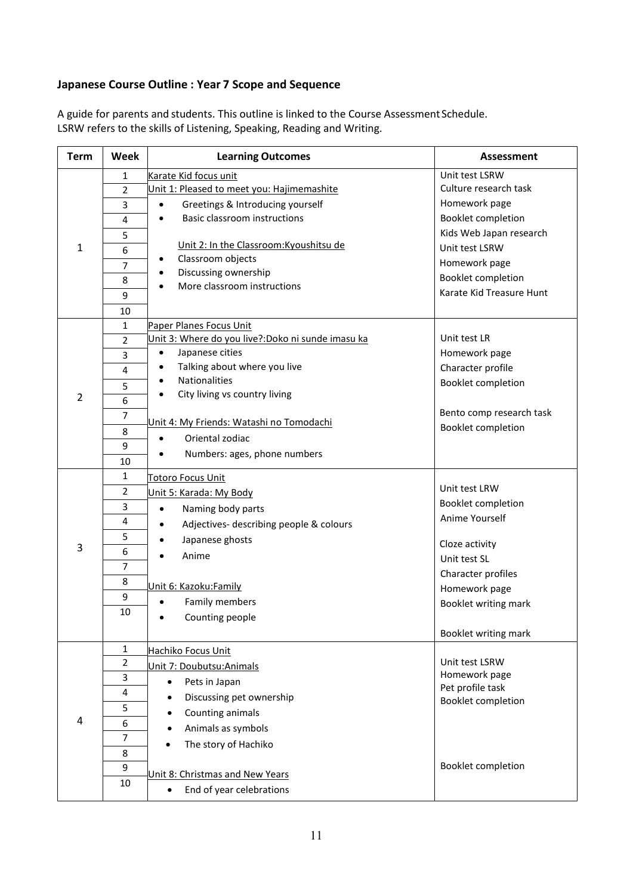## Japanese Course Outline : Year 7 Scope and Sequence

A guide for parents and students. This outline is linked to the Course Assessment Schedule.
LSRW refers to the skills of Listening, Speaking, Reading and Writing.

| Term | Week | Learning Outcomes | Assessment |
|---|---|---|---|
| 1 | 1<br>2<br>3<br>4<br>5<br>6<br>7<br>8<br>9<br>10 | Karate Kid focus unit<br>Unit 1: Pleased to meet you: Hajimemashite<br>• Greetings & Introducing yourself<br>• Basic classroom instructions<br><br>Unit 2: In the Classroom:Kyoushitsu de<br>• Classroom objects<br>• Discussing ownership<br>• More classroom instructions | Unit test LSRW<br>Culture research task<br>Homework page<br>Booklet completion<br>Kids Web Japan research<br>Unit test LSRW<br>Homework page<br>Booklet completion<br>Karate Kid Treasure Hunt |
| 2 | 1<br>2<br>3<br>4<br>5<br>6<br>7<br>8<br>9<br>10 | Paper Planes Focus Unit<br>Unit 3: Where do you live?:Doko ni sunde imasu ka<br>• Japanese cities<br>• Talking about where you live<br>• Nationalities<br>• City living vs country living<br><br>Unit 4: My Friends: Watashi no Tomodachi<br>• Oriental zodiac<br>• Numbers: ages, phone numbers | Unit test LR<br>Homework page<br>Character profile<br>Booklet completion<br><br>Bento comp research task<br>Booklet completion |
| 3 | 1<br>2<br>3<br>4<br>5<br>6<br>7<br>8<br>9<br>10 | Totoro Focus Unit<br>Unit 5: Karada: My Body<br>• Naming body parts<br>• Adjectives- describing people & colours<br>• Japanese ghosts<br>• Anime<br><br>Unit 6: Kazoku:Family<br>• Family members<br>• Counting people | Unit test LRW<br>Booklet completion<br>Anime Yourself<br><br>Cloze activity<br>Unit test SL<br>Character profiles<br>Homework page<br>Booklet writing mark<br><br>Booklet writing mark |
| 4 | 1<br>2<br>3<br>4<br>5<br>6<br>7<br>8<br>9<br>10 | Hachiko Focus Unit<br>Unit 7: Doubutsu:Animals<br>• Pets in Japan<br>• Discussing pet ownership<br>• Counting animals<br>• Animals as symbols<br>• The story of Hachiko<br><br>Unit 8: Christmas and New Years<br>• End of year celebrations | Unit test LSRW<br>Homework page<br>Pet profile task<br>Booklet completion<br><br>Booklet completion |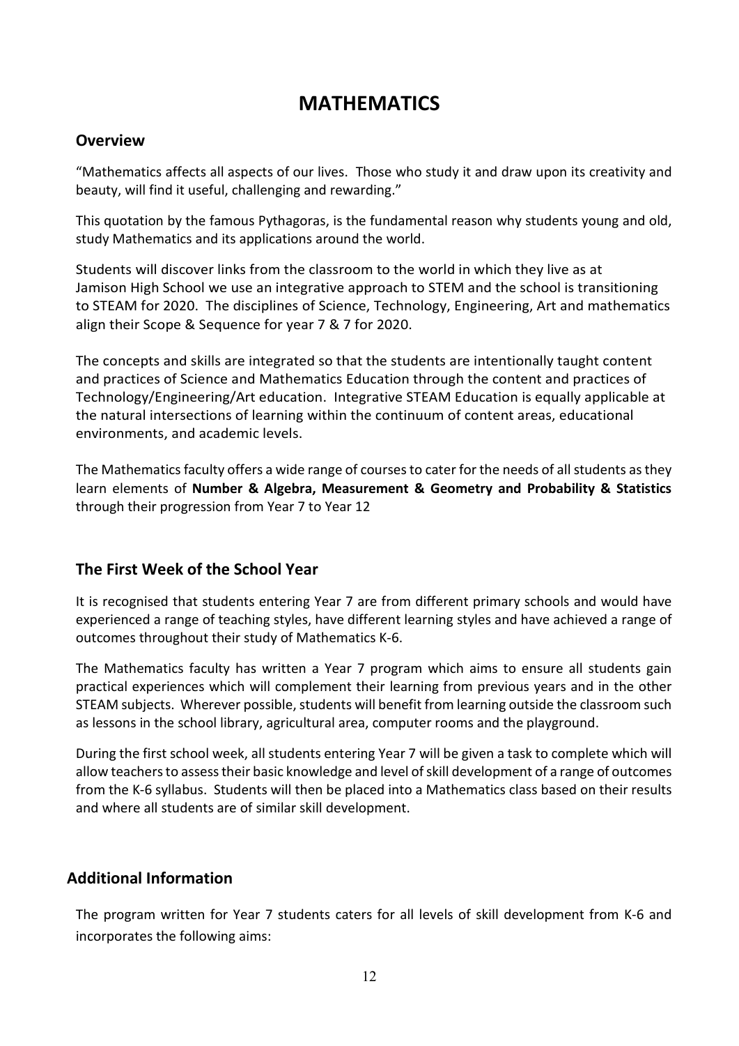# MATHEMATICS

## Overview

"Mathematics affects all aspects of our lives. Those who study it and draw upon its creativity and beauty, will find it useful, challenging and rewarding."

This quotation by the famous Pythagoras, is the fundamental reason why students young and old, study Mathematics and its applications around the world.

Students will discover links from the classroom to the world in which they live as at Jamison High School we use an integrative approach to STEM and the school is transitioning to STEAM for 2020. The disciplines of Science, Technology, Engineering, Art and mathematics align their Scope & Sequence for year 7 & 7 for 2020.

The concepts and skills are integrated so that the students are intentionally taught content and practices of Science and Mathematics Education through the content and practices of Technology/Engineering/Art education. Integrative STEAM Education is equally applicable at the natural intersections of learning within the continuum of content areas, educational environments, and academic levels.

The Mathematics faculty offers a wide range of courses to cater for the needs of all students as they learn elements of **Number & Algebra, Measurement & Geometry and Probability & Statistics** through their progression from Year 7 to Year 12

## The First Week of the School Year

It is recognised that students entering Year 7 are from different primary schools and would have experienced a range of teaching styles, have different learning styles and have achieved a range of outcomes throughout their study of Mathematics K-6.

The Mathematics faculty has written a Year 7 program which aims to ensure all students gain practical experiences which will complement their learning from previous years and in the other STEAM subjects. Wherever possible, students will benefit from learning outside the classroom such as lessons in the school library, agricultural area, computer rooms and the playground.

During the first school week, all students entering Year 7 will be given a task to complete which will allow teachers to assess their basic knowledge and level of skill development of a range of outcomes from the K-6 syllabus. Students will then be placed into a Mathematics class based on their results and where all students are of similar skill development.

## Additional Information

The program written for Year 7 students caters for all levels of skill development from K-6 and incorporates the following aims: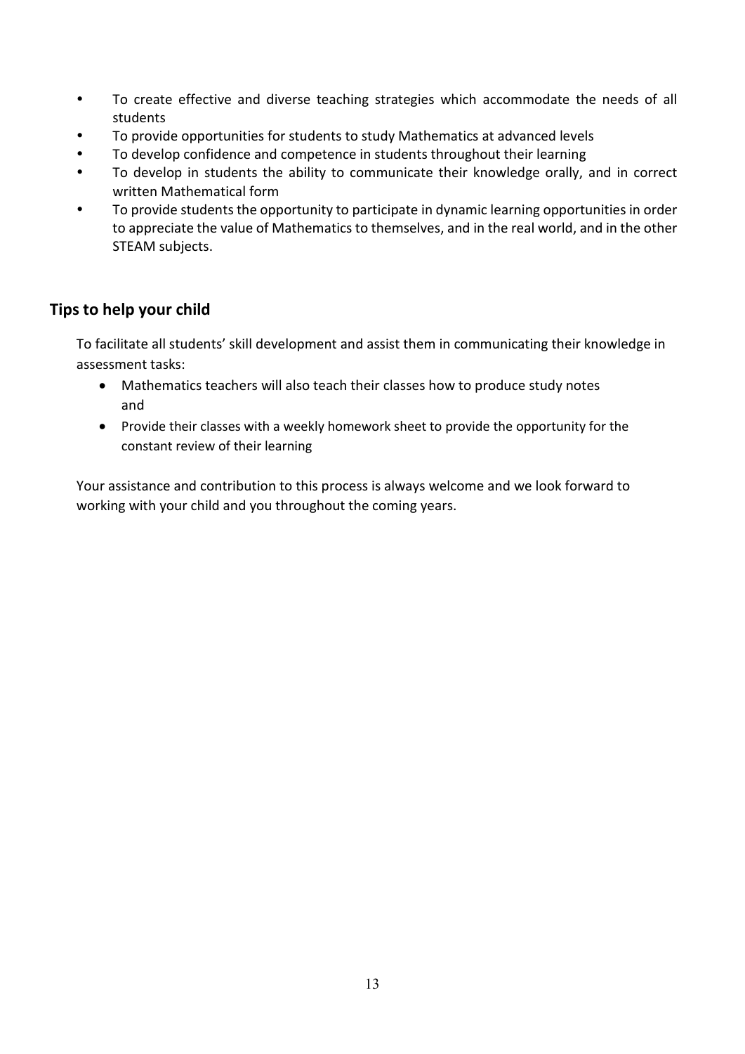- To create effective and diverse teaching strategies which accommodate the needs of all students
- To provide opportunities for students to study Mathematics at advanced levels
- To develop confidence and competence in students throughout their learning
- To develop in students the ability to communicate their knowledge orally, and in correct written Mathematical form
- To provide students the opportunity to participate in dynamic learning opportunities in order to appreciate the value of Mathematics to themselves, and in the real world, and in the other STEAM subjects.

## Tips to help your child

To facilitate all students' skill development and assist them in communicating their knowledge in assessment tasks:

- Mathematics teachers will also teach their classes how to produce study notes and
- Provide their classes with a weekly homework sheet to provide the opportunity for the constant review of their learning

Your assistance and contribution to this process is always welcome and we look forward to working with your child and you throughout the coming years.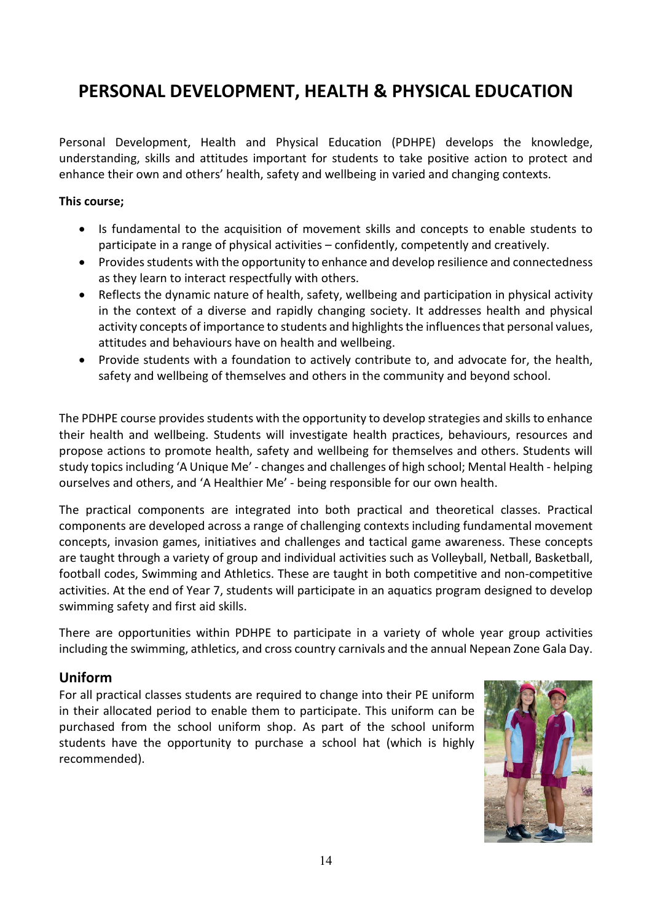# PERSONAL DEVELOPMENT, HEALTH & PHYSICAL EDUCATION

Personal Development, Health and Physical Education (PDHPE) develops the knowledge, understanding, skills and attitudes important for students to take positive action to protect and enhance their own and others' health, safety and wellbeing in varied and changing contexts.

**This course;**

- Is fundamental to the acquisition of movement skills and concepts to enable students to participate in a range of physical activities – confidently, competently and creatively.
- Provides students with the opportunity to enhance and develop resilience and connectedness as they learn to interact respectfully with others.
- Reflects the dynamic nature of health, safety, wellbeing and participation in physical activity in the context of a diverse and rapidly changing society. It addresses health and physical activity concepts of importance to students and highlights the influences that personal values, attitudes and behaviours have on health and wellbeing.
- Provide students with a foundation to actively contribute to, and advocate for, the health, safety and wellbeing of themselves and others in the community and beyond school.

The PDHPE course provides students with the opportunity to develop strategies and skills to enhance their health and wellbeing. Students will investigate health practices, behaviours, resources and propose actions to promote health, safety and wellbeing for themselves and others. Students will study topics including 'A Unique Me' - changes and challenges of high school; Mental Health - helping ourselves and others, and 'A Healthier Me' - being responsible for our own health.

The practical components are integrated into both practical and theoretical classes. Practical components are developed across a range of challenging contexts including fundamental movement concepts, invasion games, initiatives and challenges and tactical game awareness. These concepts are taught through a variety of group and individual activities such as Volleyball, Netball, Basketball, football codes, Swimming and Athletics. These are taught in both competitive and non-competitive activities. At the end of Year 7, students will participate in an aquatics program designed to develop swimming safety and first aid skills.

There are opportunities within PDHPE to participate in a variety of whole year group activities including the swimming, athletics, and cross country carnivals and the annual Nepean Zone Gala Day.

## Uniform

For all practical classes students are required to change into their PE uniform in their allocated period to enable them to participate. This uniform can be purchased from the school uniform shop. As part of the school uniform students have the opportunity to purchase a school hat (which is highly recommended).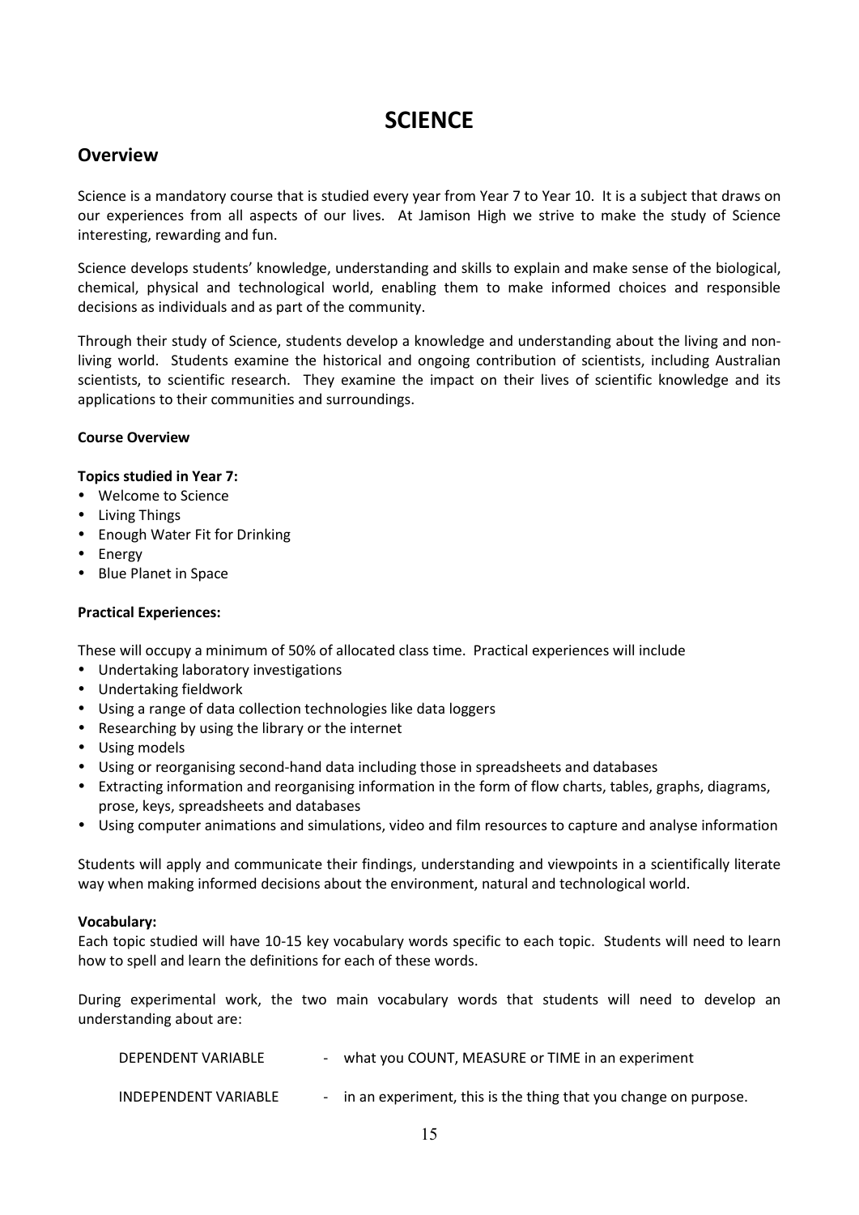# SCIENCE

## Overview

Science is a mandatory course that is studied every year from Year 7 to Year 10. It is a subject that draws on our experiences from all aspects of our lives. At Jamison High we strive to make the study of Science interesting, rewarding and fun.

Science develops students' knowledge, understanding and skills to explain and make sense of the biological, chemical, physical and technological world, enabling them to make informed choices and responsible decisions as individuals and as part of the community.

Through their study of Science, students develop a knowledge and understanding about the living and non-living world. Students examine the historical and ongoing contribution of scientists, including Australian scientists, to scientific research. They examine the impact on their lives of scientific knowledge and its applications to their communities and surroundings.

**Course Overview**

**Topics studied in Year 7:**

- Welcome to Science
- Living Things
- Enough Water Fit for Drinking
- Energy
- Blue Planet in Space

**Practical Experiences:**

These will occupy a minimum of 50% of allocated class time. Practical experiences will include

- Undertaking laboratory investigations
- Undertaking fieldwork
- Using a range of data collection technologies like data loggers
- Researching by using the library or the internet
- Using models
- Using or reorganising second-hand data including those in spreadsheets and databases
- Extracting information and reorganising information in the form of flow charts, tables, graphs, diagrams, prose, keys, spreadsheets and databases
- Using computer animations and simulations, video and film resources to capture and analyse information

Students will apply and communicate their findings, understanding and viewpoints in a scientifically literate way when making informed decisions about the environment, natural and technological world.

**Vocabulary:**

Each topic studied will have 10-15 key vocabulary words specific to each topic. Students will need to learn how to spell and learn the definitions for each of these words.

During experimental work, the two main vocabulary words that students will need to develop an understanding about are:

DEPENDENT VARIABLE - what you COUNT, MEASURE or TIME in an experiment

INDEPENDENT VARIABLE - in an experiment, this is the thing that you change on purpose.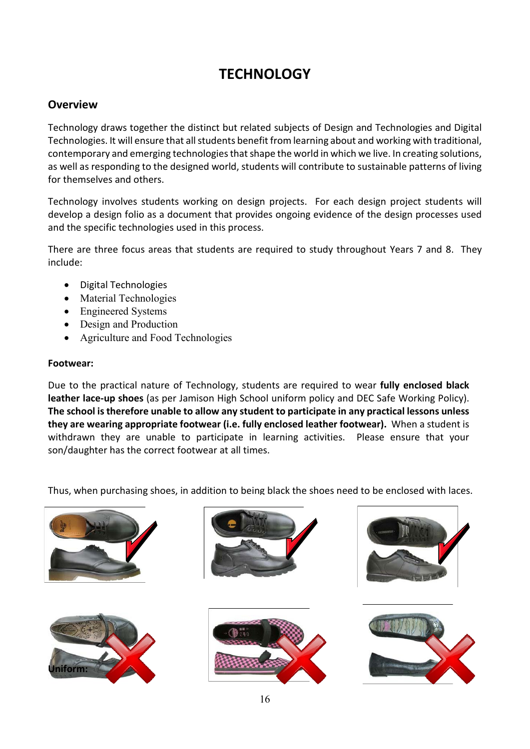# TECHNOLOGY

## Overview

Technology draws together the distinct but related subjects of Design and Technologies and Digital Technologies. It will ensure that all students benefit from learning about and working with traditional, contemporary and emerging technologies that shape the world in which we live. In creating solutions, as well as responding to the designed world, students will contribute to sustainable patterns of living for themselves and others.

Technology involves students working on design projects. For each design project students will develop a design folio as a document that provides ongoing evidence of the design processes used and the specific technologies used in this process.

There are three focus areas that students are required to study throughout Years 7 and 8. They include:

- Digital Technologies
- Material Technologies
- Engineered Systems
- Design and Production
- Agriculture and Food Technologies

**Footwear:**

Due to the practical nature of Technology, students are required to wear **fully enclosed black leather lace-up shoes** (as per Jamison High School uniform policy and DEC Safe Working Policy). **The school is therefore unable to allow any student to participate in any practical lessons unless they are wearing appropriate footwear (i.e. fully enclosed leather footwear).** When a student is withdrawn they are unable to participate in learning activities. Please ensure that your son/daughter has the correct footwear at all times.

Thus, when purchasing shoes, in addition to being black the shoes need to be enclosed with laces.

**Uniform:**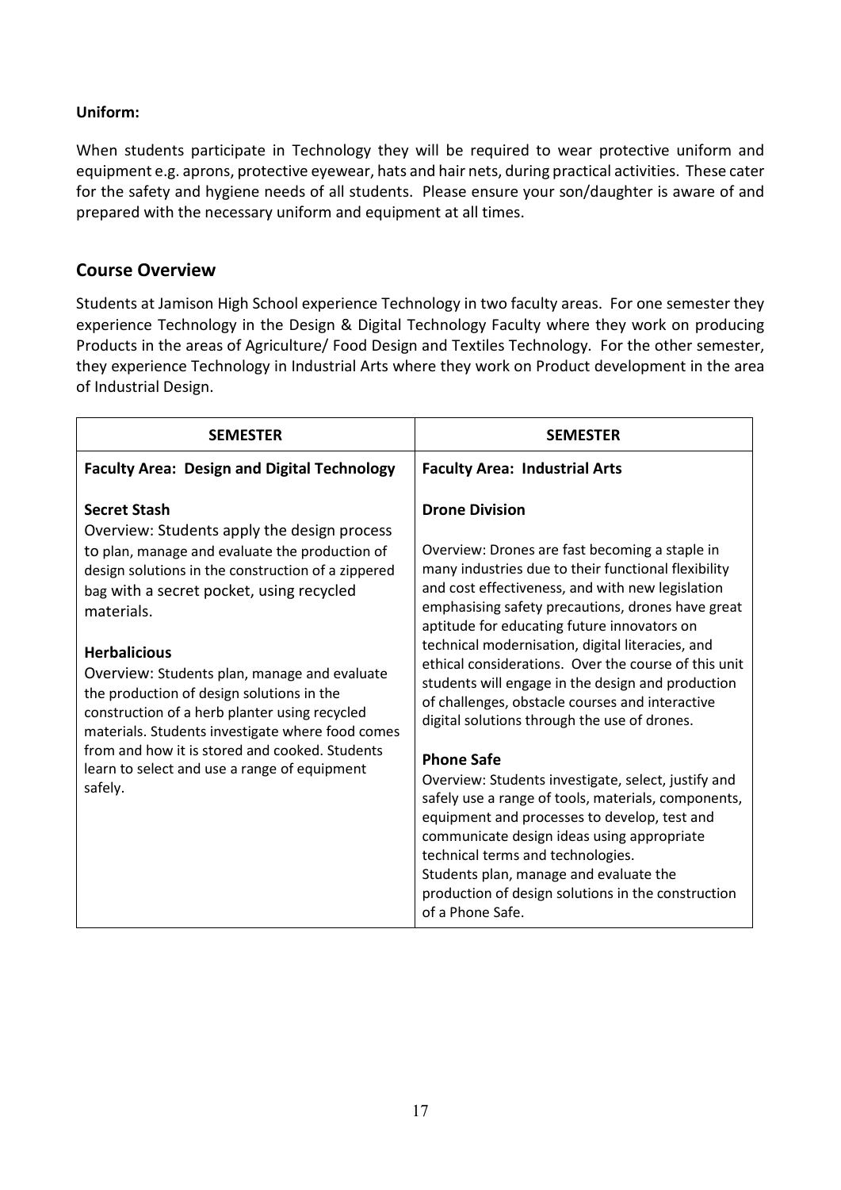**Uniform:**

When students participate in Technology they will be required to wear protective uniform and equipment e.g. aprons, protective eyewear, hats and hair nets, during practical activities. These cater for the safety and hygiene needs of all students. Please ensure your son/daughter is aware of and prepared with the necessary uniform and equipment at all times.

## Course Overview

Students at Jamison High School experience Technology in two faculty areas. For one semester they experience Technology in the Design & Digital Technology Faculty where they work on producing Products in the areas of Agriculture/ Food Design and Textiles Technology. For the other semester, they experience Technology in Industrial Arts where they work on Product development in the area of Industrial Design.

| SEMESTER | SEMESTER |
|---|---|
| **Faculty Area: Design and Digital Technology** | **Faculty Area: Industrial Arts** |
| **Secret Stash**<br>Overview: Students apply the design process to plan, manage and evaluate the production of design solutions in the construction of a zippered bag with a secret pocket, using recycled materials.<br><br>**Herbalicious**<br>Overview: Students plan, manage and evaluate the production of design solutions in the construction of a herb planter using recycled materials. Students investigate where food comes from and how it is stored and cooked. Students learn to select and use a range of equipment safely. | **Drone Division**<br><br>Overview: Drones are fast becoming a staple in many industries due to their functional flexibility and cost effectiveness, and with new legislation emphasising safety precautions, drones have great aptitude for educating future innovators on technical modernisation, digital literacies, and ethical considerations. Over the course of this unit students will engage in the design and production of challenges, obstacle courses and interactive digital solutions through the use of drones.<br><br>**Phone Safe**<br>Overview: Students investigate, select, justify and safely use a range of tools, materials, components, equipment and processes to develop, test and communicate design ideas using appropriate technical terms and technologies.<br>Students plan, manage and evaluate the production of design solutions in the construction of a Phone Safe. |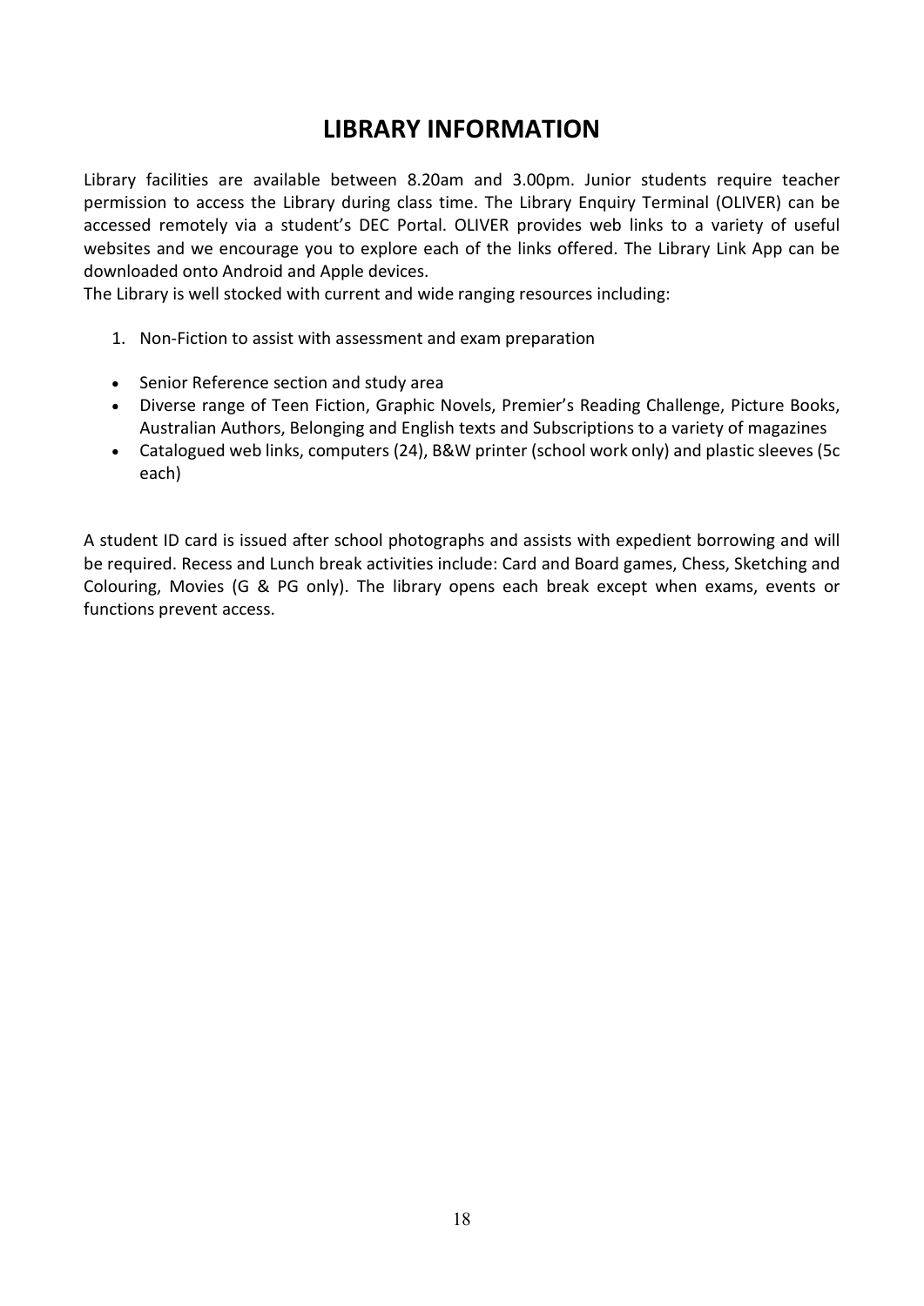# LIBRARY INFORMATION

Library facilities are available between 8.20am and 3.00pm. Junior students require teacher permission to access the Library during class time. The Library Enquiry Terminal (OLIVER) can be accessed remotely via a student's DEC Portal. OLIVER provides web links to a variety of useful websites and we encourage you to explore each of the links offered. The Library Link App can be downloaded onto Android and Apple devices.
The Library is well stocked with current and wide ranging resources including:

1. Non-Fiction to assist with assessment and exam preparation

- Senior Reference section and study area
- Diverse range of Teen Fiction, Graphic Novels, Premier's Reading Challenge, Picture Books, Australian Authors, Belonging and English texts and Subscriptions to a variety of magazines
- Catalogued web links, computers (24), B&W printer (school work only) and plastic sleeves (5c each)

A student ID card is issued after school photographs and assists with expedient borrowing and will be required. Recess and Lunch break activities include: Card and Board games, Chess, Sketching and Colouring, Movies (G & PG only). The library opens each break except when exams, events or functions prevent access.